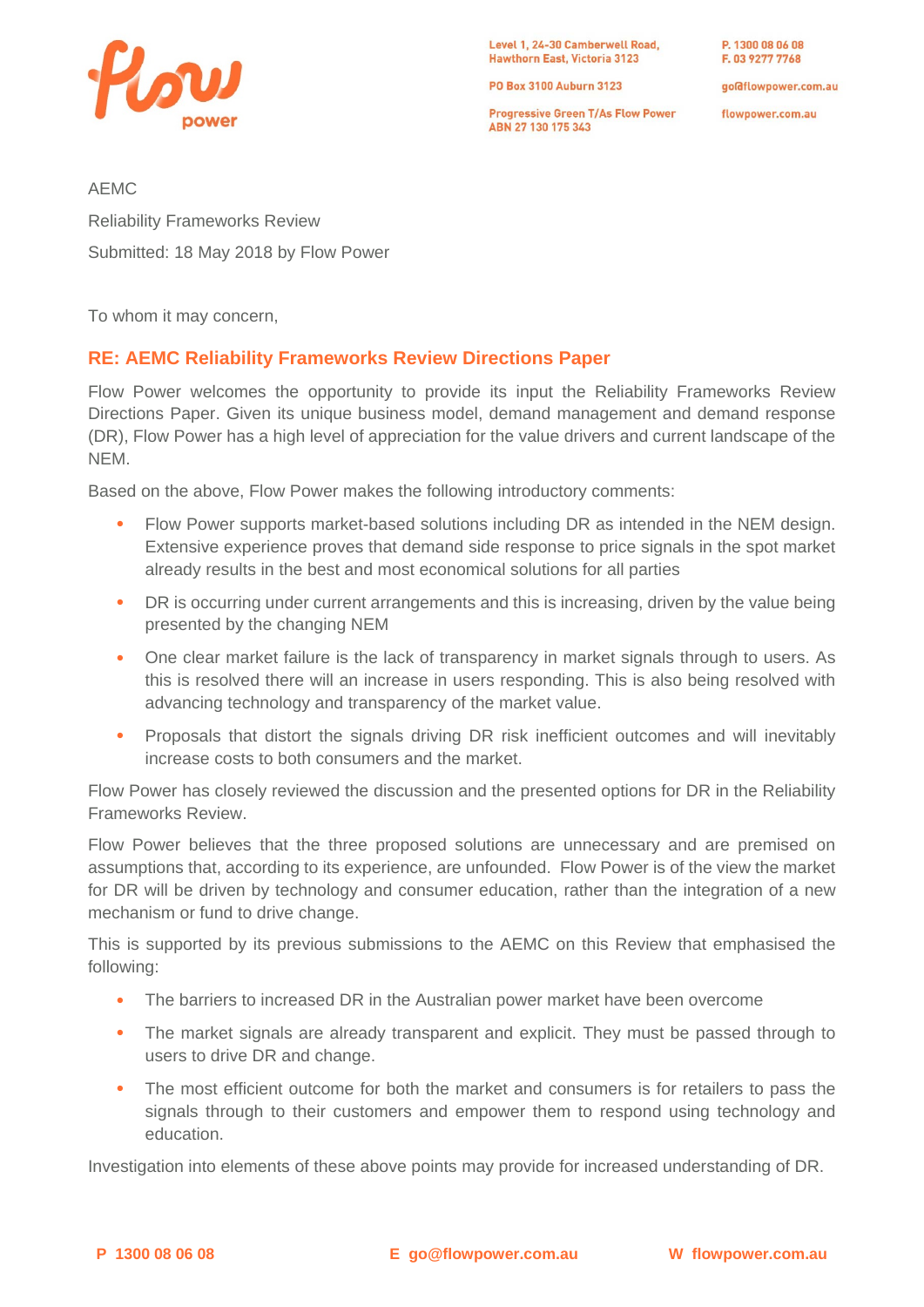Level 1, 24-30 Camberwell Road, Hawthorn East, Victoria 3123

PO Box 3100 Auburn 3123

Progressive Green T/As Flow Power
ABN 27 130 175 343

P. 1300 08 06 08
F. 03 9277 7768

go@flowpower.com.au

flowpower.com.au

AEMC

Reliability Frameworks Review

Submitted: 18 May 2018 by Flow Power

To whom it may concern,

## RE: AEMC Reliability Frameworks Review Directions Paper

Flow Power welcomes the opportunity to provide its input the Reliability Frameworks Review Directions Paper. Given its unique business model, demand management and demand response (DR), Flow Power has a high level of appreciation for the value drivers and current landscape of the NEM.

Based on the above, Flow Power makes the following introductory comments:

- Flow Power supports market-based solutions including DR as intended in the NEM design. Extensive experience proves that demand side response to price signals in the spot market already results in the best and most economical solutions for all parties
- DR is occurring under current arrangements and this is increasing, driven by the value being presented by the changing NEM
- One clear market failure is the lack of transparency in market signals through to users. As this is resolved there will an increase in users responding. This is also being resolved with advancing technology and transparency of the market value.
- Proposals that distort the signals driving DR risk inefficient outcomes and will inevitably increase costs to both consumers and the market.

Flow Power has closely reviewed the discussion and the presented options for DR in the Reliability Frameworks Review.

Flow Power believes that the three proposed solutions are unnecessary and are premised on assumptions that, according to its experience, are unfounded. Flow Power is of the view the market for DR will be driven by technology and consumer education, rather than the integration of a new mechanism or fund to drive change.

This is supported by its previous submissions to the AEMC on this Review that emphasised the following:

- The barriers to increased DR in the Australian power market have been overcome
- The market signals are already transparent and explicit. They must be passed through to users to drive DR and change.
- The most efficient outcome for both the market and consumers is for retailers to pass the signals through to their customers and empower them to respond using technology and education.

Investigation into elements of these above points may provide for increased understanding of DR.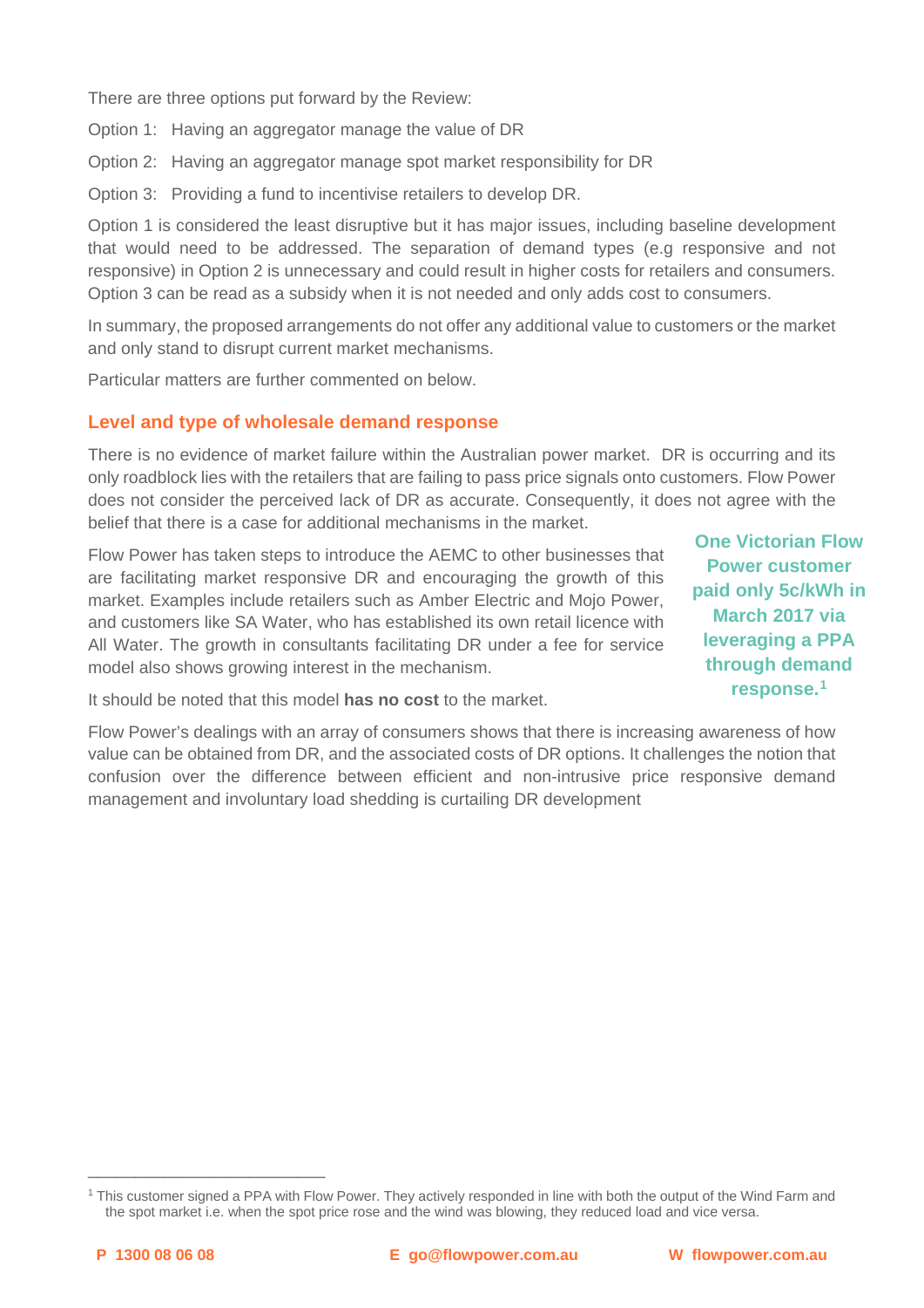There are three options put forward by the Review:

Option 1: Having an aggregator manage the value of DR

Option 2: Having an aggregator manage spot market responsibility for DR

Option 3: Providing a fund to incentivise retailers to develop DR.

Option 1 is considered the least disruptive but it has major issues, including baseline development that would need to be addressed. The separation of demand types (e.g responsive and not responsive) in Option 2 is unnecessary and could result in higher costs for retailers and consumers. Option 3 can be read as a subsidy when it is not needed and only adds cost to consumers.

In summary, the proposed arrangements do not offer any additional value to customers or the market and only stand to disrupt current market mechanisms.

Particular matters are further commented on below.

## Level and type of wholesale demand response

There is no evidence of market failure within the Australian power market. DR is occurring and its only roadblock lies with the retailers that are failing to pass price signals onto customers. Flow Power does not consider the perceived lack of DR as accurate. Consequently, it does not agree with the belief that there is a case for additional mechanisms in the market.

Flow Power has taken steps to introduce the AEMC to other businesses that are facilitating market responsive DR and encouraging the growth of this market. Examples include retailers such as Amber Electric and Mojo Power, and customers like SA Water, who has established its own retail licence with All Water. The growth in consultants facilitating DR under a fee for service model also shows growing interest in the mechanism.

**One Victorian Flow Power customer paid only 5c/kWh in March 2017 via leveraging a PPA through demand response.[1]**

It should be noted that this model **has no cost** to the market.

Flow Power's dealings with an array of consumers shows that there is increasing awareness of how value can be obtained from DR, and the associated costs of DR options. It challenges the notion that confusion over the difference between efficient and non-intrusive price responsive demand management and involuntary load shedding is curtailing DR development

[1] This customer signed a PPA with Flow Power. They actively responded in line with both the output of the Wind Farm and the spot market i.e. when the spot price rose and the wind was blowing, they reduced load and vice versa.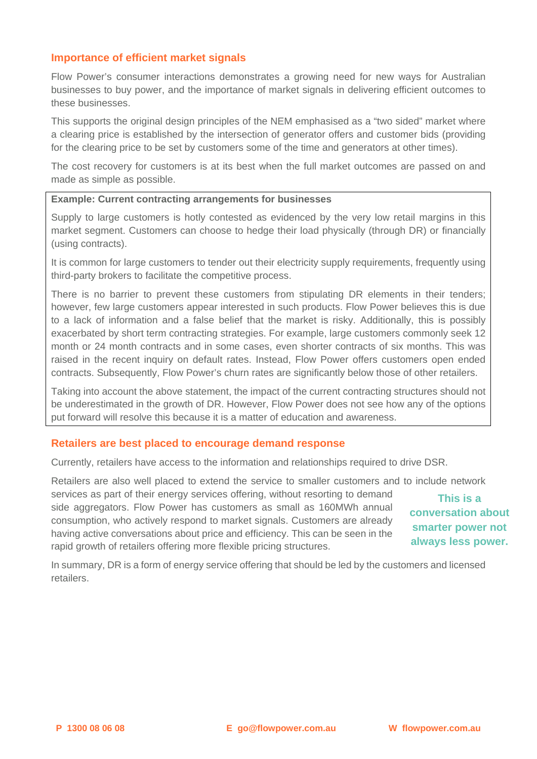## Importance of efficient market signals

Flow Power's consumer interactions demonstrates a growing need for new ways for Australian businesses to buy power, and the importance of market signals in delivering efficient outcomes to these businesses.

This supports the original design principles of the NEM emphasised as a "two sided" market where a clearing price is established by the intersection of generator offers and customer bids (providing for the clearing price to be set by customers some of the time and generators at other times).

The cost recovery for customers is at its best when the full market outcomes are passed on and made as simple as possible.

**Example: Current contracting arrangements for businesses**

Supply to large customers is hotly contested as evidenced by the very low retail margins in this market segment. Customers can choose to hedge their load physically (through DR) or financially (using contracts).

It is common for large customers to tender out their electricity supply requirements, frequently using third-party brokers to facilitate the competitive process.

There is no barrier to prevent these customers from stipulating DR elements in their tenders; however, few large customers appear interested in such products. Flow Power believes this is due to a lack of information and a false belief that the market is risky. Additionally, this is possibly exacerbated by short term contracting strategies. For example, large customers commonly seek 12 month or 24 month contracts and in some cases, even shorter contracts of six months. This was raised in the recent inquiry on default rates. Instead, Flow Power offers customers open ended contracts. Subsequently, Flow Power's churn rates are significantly below those of other retailers.

Taking into account the above statement, the impact of the current contracting structures should not be underestimated in the growth of DR. However, Flow Power does not see how any of the options put forward will resolve this because it is a matter of education and awareness.

## Retailers are best placed to encourage demand response

Currently, retailers have access to the information and relationships required to drive DSR.

Retailers are also well placed to extend the service to smaller customers and to include network services as part of their energy services offering, without resorting to demand side aggregators. Flow Power has customers as small as 160MWh annual consumption, who actively respond to market signals. Customers are already having active conversations about price and efficiency. This can be seen in the rapid growth of retailers offering more flexible pricing structures.

**This is a conversation about smarter power not always less power.**

In summary, DR is a form of energy service offering that should be led by the customers and licensed retailers.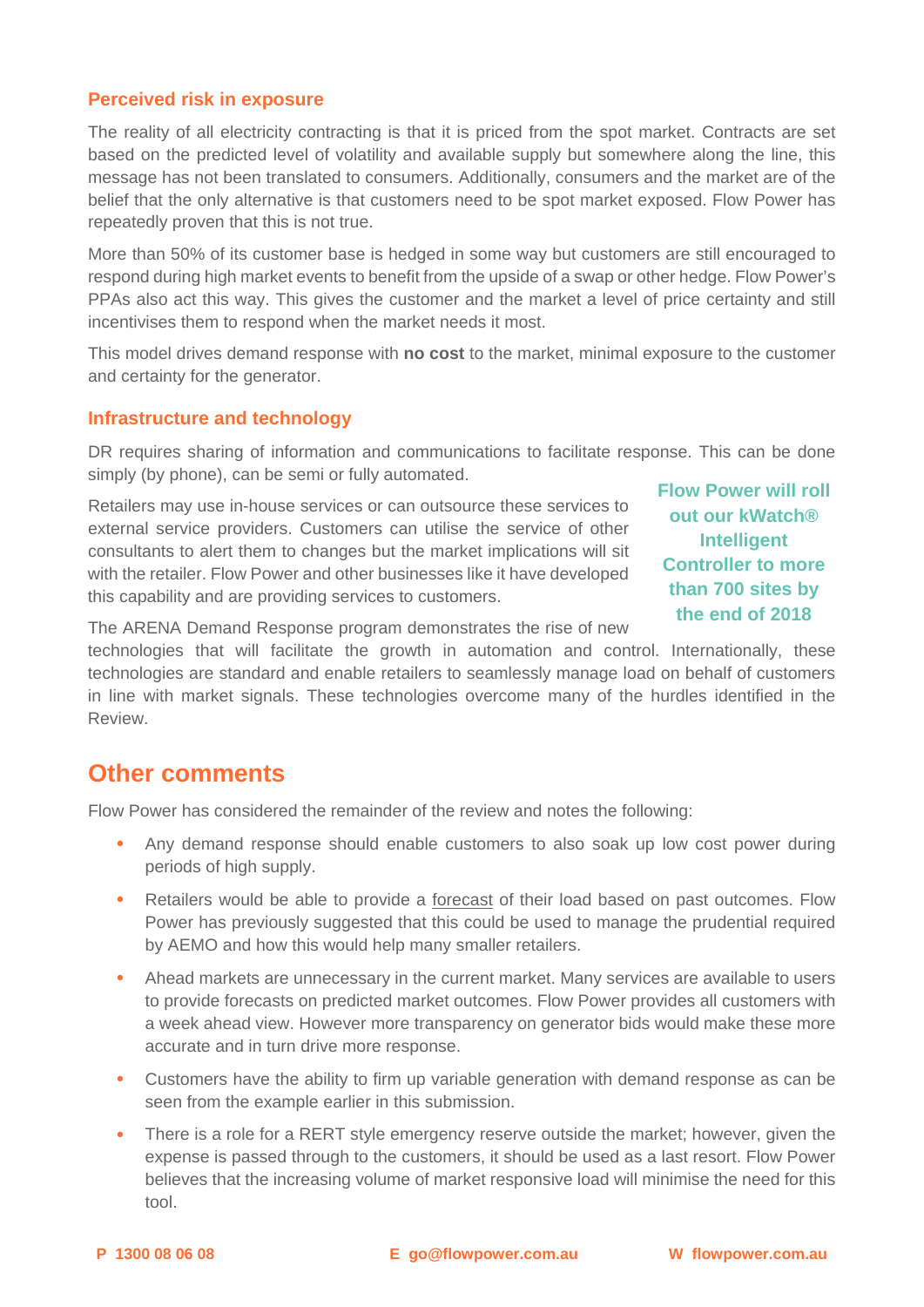### Perceived risk in exposure

The reality of all electricity contracting is that it is priced from the spot market. Contracts are set based on the predicted level of volatility and available supply but somewhere along the line, this message has not been translated to consumers. Additionally, consumers and the market are of the belief that the only alternative is that customers need to be spot market exposed. Flow Power has repeatedly proven that this is not true.

More than 50% of its customer base is hedged in some way but customers are still encouraged to respond during high market events to benefit from the upside of a swap or other hedge. Flow Power's PPAs also act this way. This gives the customer and the market a level of price certainty and still incentivises them to respond when the market needs it most.

This model drives demand response with **no cost** to the market, minimal exposure to the customer and certainty for the generator.

### Infrastructure and technology

DR requires sharing of information and communications to facilitate response. This can be done simply (by phone), can be semi or fully automated.

Retailers may use in-house services or can outsource these services to external service providers. Customers can utilise the service of other consultants to alert them to changes but the market implications will sit with the retailer. Flow Power and other businesses like it have developed this capability and are providing services to customers.

**Flow Power will roll out our kWatch® Intelligent Controller to more than 700 sites by the end of 2018**

The ARENA Demand Response program demonstrates the rise of new technologies that will facilitate the growth in automation and control. Internationally, these technologies are standard and enable retailers to seamlessly manage load on behalf of customers in line with market signals. These technologies overcome many of the hurdles identified in the Review.

## Other comments

Flow Power has considered the remainder of the review and notes the following:

- Any demand response should enable customers to also soak up low cost power during periods of high supply.
- Retailers would be able to provide a forecast of their load based on past outcomes. Flow Power has previously suggested that this could be used to manage the prudential required by AEMO and how this would help many smaller retailers.
- Ahead markets are unnecessary in the current market. Many services are available to users to provide forecasts on predicted market outcomes. Flow Power provides all customers with a week ahead view. However more transparency on generator bids would make these more accurate and in turn drive more response.
- Customers have the ability to firm up variable generation with demand response as can be seen from the example earlier in this submission.
- There is a role for a RERT style emergency reserve outside the market; however, given the expense is passed through to the customers, it should be used as a last resort. Flow Power believes that the increasing volume of market responsive load will minimise the need for this tool.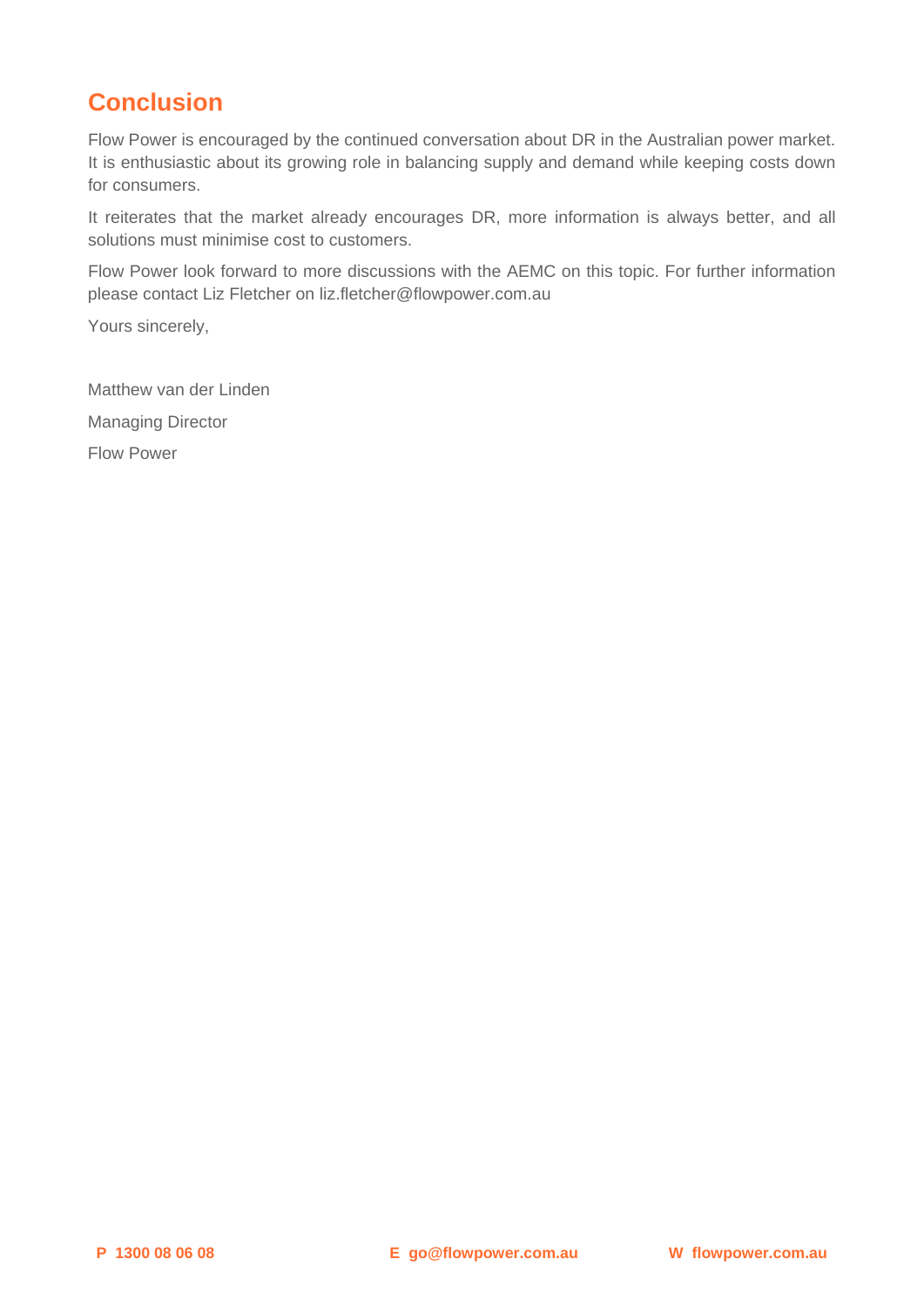## Conclusion

Flow Power is encouraged by the continued conversation about DR in the Australian power market. It is enthusiastic about its growing role in balancing supply and demand while keeping costs down for consumers.

It reiterates that the market already encourages DR, more information is always better, and all solutions must minimise cost to customers.

Flow Power look forward to more discussions with the AEMC on this topic. For further information please contact Liz Fletcher on liz.fletcher@flowpower.com.au

Yours sincerely,

Matthew van der Linden

Managing Director

Flow Power